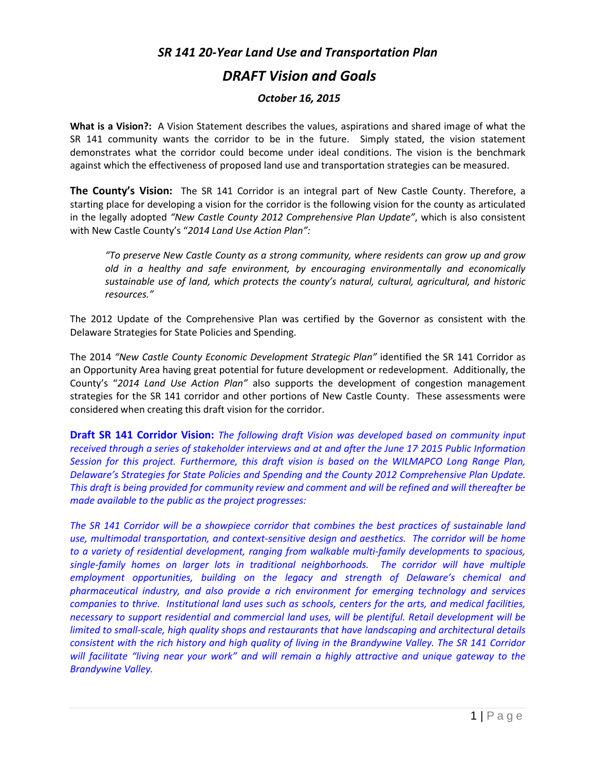# *SR 141 20-Year Land Use and Transportation Plan*

## *DRAFT Vision and Goals*

### *October 16, 2015*

**What is a Vision?:** A Vision Statement describes the values, aspirations and shared image of what the SR 141 community wants the corridor to be in the future. Simply stated, the vision statement demonstrates what the corridor could become under ideal conditions. The vision is the benchmark against which the effectiveness of proposed land use and transportation strategies can be measured.

**The County's Vision:** The SR 141 Corridor is an integral part of New Castle County. Therefore, a starting place for developing a vision for the corridor is the following vision for the county as articulated in the legally adopted *"New Castle County 2012 Comprehensive Plan Update"*, which is also consistent with New Castle County's "*2014 Land Use Action Plan":*

> *"To preserve New Castle County as a strong community, where residents can grow up and grow old in a healthy and safe environment, by encouraging environmentally and economically sustainable use of land, which protects the county's natural, cultural, agricultural, and historic resources."*

The 2012 Update of the Comprehensive Plan was certified by the Governor as consistent with the Delaware Strategies for State Policies and Spending.

The 2014 *"New Castle County Economic Development Strategic Plan"* identified the SR 141 Corridor as an Opportunity Area having great potential for future development or redevelopment. Additionally, the County's "*2014 Land Use Action Plan"* also supports the development of congestion management strategies for the SR 141 corridor and other portions of New Castle County. These assessments were considered when creating this draft vision for the corridor.

**Draft SR 141 Corridor Vision:** *The following draft Vision was developed based on community input received through a series of stakeholder interviews and at and after the June 17, 2015 Public Information Session for this project. Furthermore, this draft vision is based on the WILMAPCO Long Range Plan, Delaware's Strategies for State Policies and Spending and the County 2012 Comprehensive Plan Update. This draft is being provided for community review and comment and will be refined and will thereafter be made available to the public as the project progresses:*

*The SR 141 Corridor will be a showpiece corridor that combines the best practices of sustainable land use, multimodal transportation, and context-sensitive design and aesthetics. The corridor will be home to a variety of residential development, ranging from walkable multi-family developments to spacious, single-family homes on larger lots in traditional neighborhoods. The corridor will have multiple employment opportunities, building on the legacy and strength of Delaware's chemical and pharmaceutical industry, and also provide a rich environment for emerging technology and services companies to thrive. Institutional land uses such as schools, centers for the arts, and medical facilities, necessary to support residential and commercial land uses, will be plentiful. Retail development will be limited to small-scale, high quality shops and restaurants that have landscaping and architectural details consistent with the rich history and high quality of living in the Brandywine Valley. The SR 141 Corridor will facilitate "living near your work" and will remain a highly attractive and unique gateway to the Brandywine Valley.*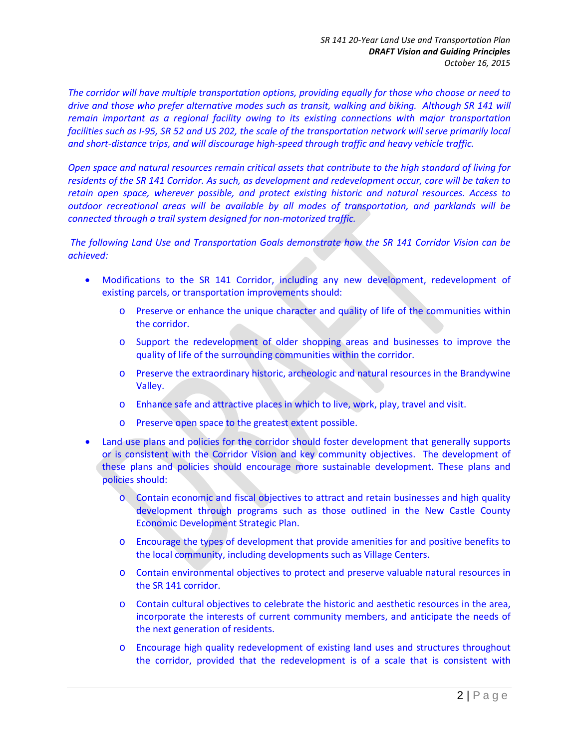*The corridor will have multiple transportation options, providing equally for those who choose or need to drive and those who prefer alternative modes such as transit, walking and biking. Although SR 141 will remain important as a regional facility owing to its existing connections with major transportation facilities such as I-95, SR 52 and US 202, the scale of the transportation network will serve primarily local and short-distance trips, and will discourage high-speed through traffic and heavy vehicle traffic.*

*Open space and natural resources remain critical assets that contribute to the high standard of living for residents of the SR 141 Corridor. As such, as development and redevelopment occur, care will be taken to retain open space, wherever possible, and protect existing historic and natural resources. Access to outdoor recreational areas will be available by all modes of transportation, and parklands will be connected through a trail system designed for non-motorized traffic.*

*The following Land Use and Transportation Goals demonstrate how the SR 141 Corridor Vision can be achieved:*

- Modifications to the SR 141 Corridor, including any new development, redevelopment of existing parcels, or transportation improvements should:
  - Preserve or enhance the unique character and quality of life of the communities within the corridor.
  - Support the redevelopment of older shopping areas and businesses to improve the quality of life of the surrounding communities within the corridor.
  - Preserve the extraordinary historic, archeologic and natural resources in the Brandywine Valley.
  - Enhance safe and attractive places in which to live, work, play, travel and visit.
  - Preserve open space to the greatest extent possible.
- Land use plans and policies for the corridor should foster development that generally supports or is consistent with the Corridor Vision and key community objectives. The development of these plans and policies should encourage more sustainable development. These plans and policies should:
  - Contain economic and fiscal objectives to attract and retain businesses and high quality development through programs such as those outlined in the New Castle County Economic Development Strategic Plan.
  - Encourage the types of development that provide amenities for and positive benefits to the local community, including developments such as Village Centers.
  - Contain environmental objectives to protect and preserve valuable natural resources in the SR 141 corridor.
  - Contain cultural objectives to celebrate the historic and aesthetic resources in the area, incorporate the interests of current community members, and anticipate the needs of the next generation of residents.
  - Encourage high quality redevelopment of existing land uses and structures throughout the corridor, provided that the redevelopment is of a scale that is consistent with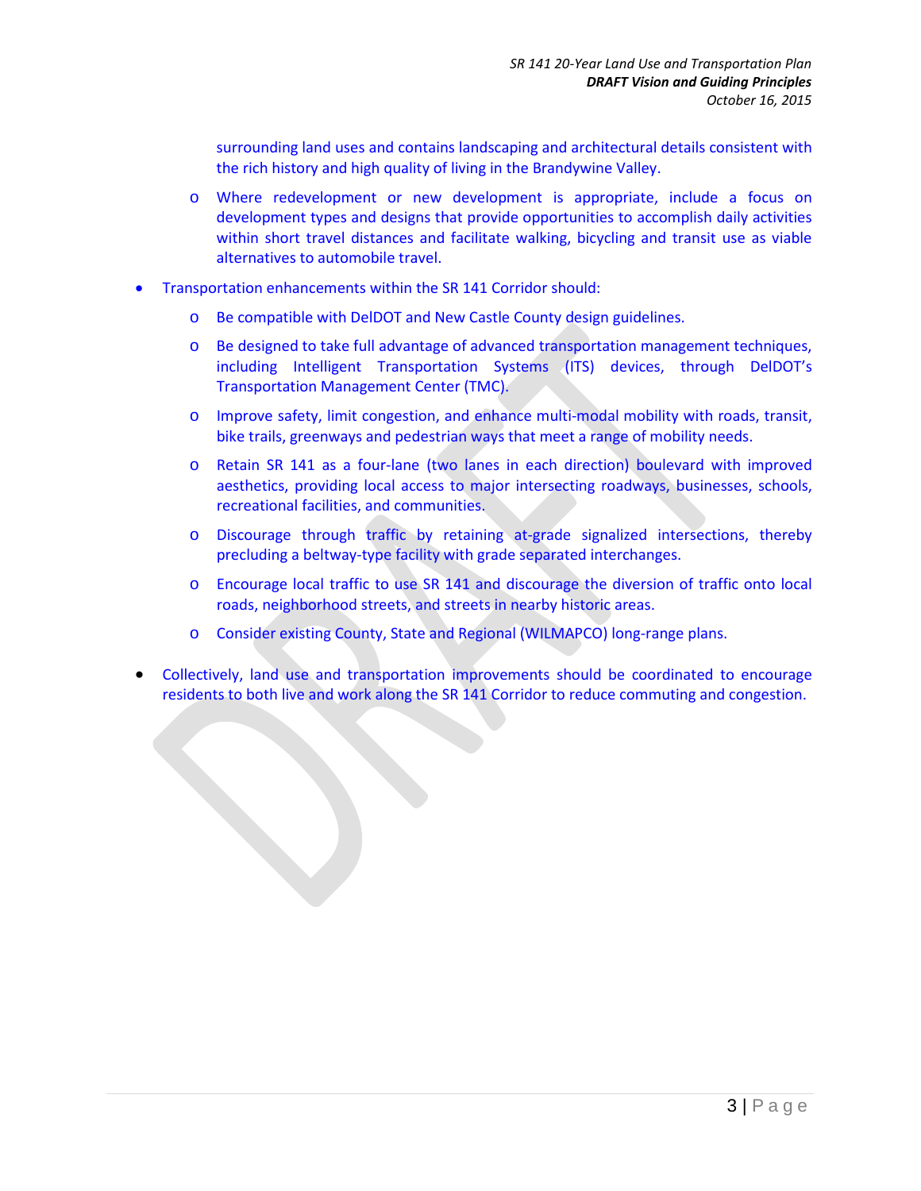surrounding land uses and contains landscaping and architectural details consistent with the rich history and high quality of living in the Brandywine Valley.
  - Where redevelopment or new development is appropriate, include a focus on development types and designs that provide opportunities to accomplish daily activities within short travel distances and facilitate walking, bicycling and transit use as viable alternatives to automobile travel.

- Transportation enhancements within the SR 141 Corridor should:
  - Be compatible with DelDOT and New Castle County design guidelines.
  - Be designed to take full advantage of advanced transportation management techniques, including Intelligent Transportation Systems (ITS) devices, through DelDOT's Transportation Management Center (TMC).
  - Improve safety, limit congestion, and enhance multi-modal mobility with roads, transit, bike trails, greenways and pedestrian ways that meet a range of mobility needs.
  - Retain SR 141 as a four-lane (two lanes in each direction) boulevard with improved aesthetics, providing local access to major intersecting roadways, businesses, schools, recreational facilities, and communities.
  - Discourage through traffic by retaining at-grade signalized intersections, thereby precluding a beltway-type facility with grade separated interchanges.
  - Encourage local traffic to use SR 141 and discourage the diversion of traffic onto local roads, neighborhood streets, and streets in nearby historic areas.
  - Consider existing County, State and Regional (WILMAPCO) long-range plans.

- Collectively, land use and transportation improvements should be coordinated to encourage residents to both live and work along the SR 141 Corridor to reduce commuting and congestion.